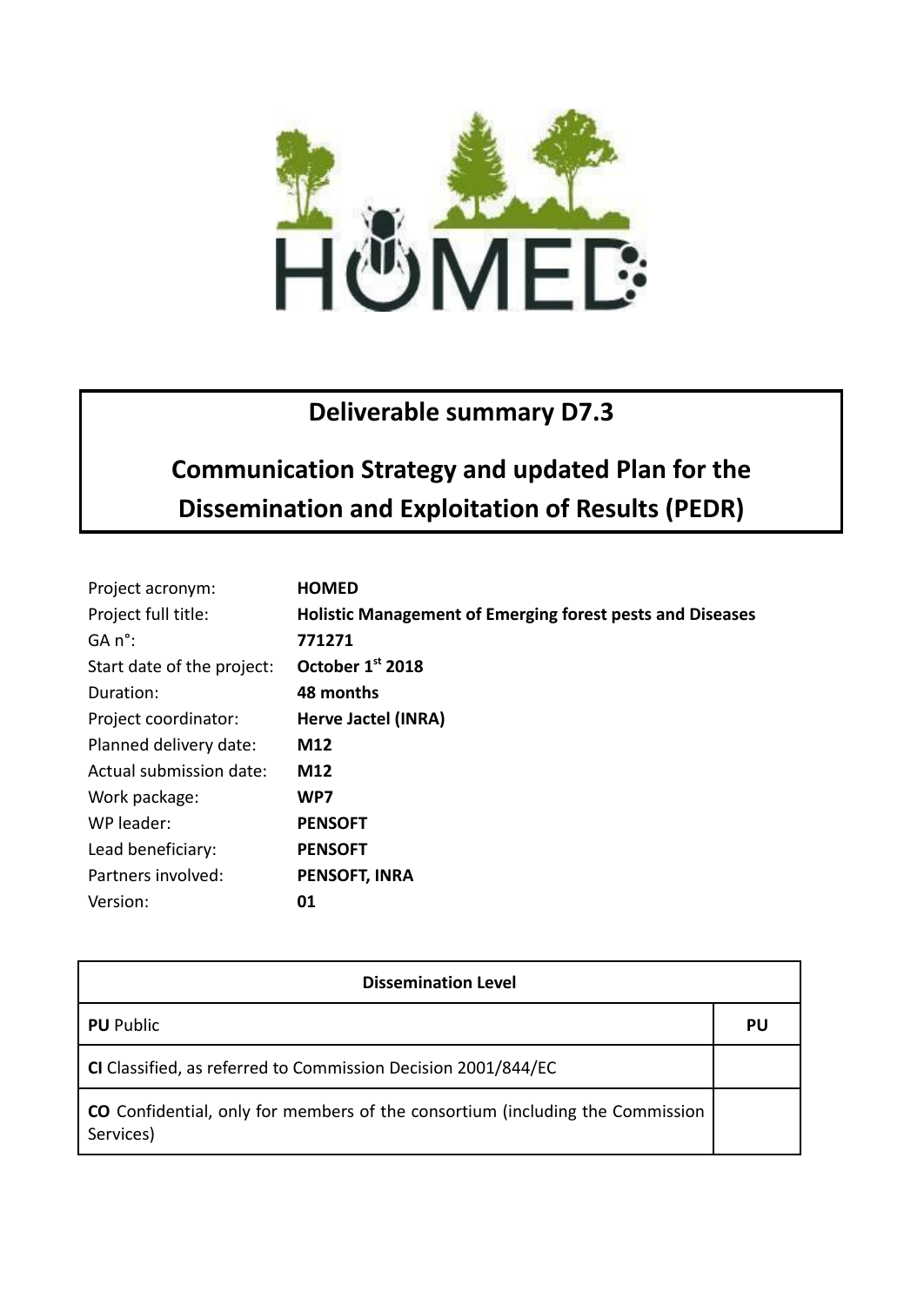HOMED

# Deliverable summary D7.3

## Communication Strategy and updated Plan for the Dissemination and Exploitation of Results (PEDR)

| | |
|---|---|
| Project acronym: | **HOMED** |
| Project full title: | **Holistic Management of Emerging forest pests and Diseases** |
| GA n°: | **771271** |
| Start date of the project: | **October 1st 2018** |
| Duration: | **48 months** |
| Project coordinator: | **Herve Jactel (INRA)** |
| Planned delivery date: | **M12** |
| Actual submission date: | **M12** |
| Work package: | **WP7** |
| WP leader: | **PENSOFT** |
| Lead beneficiary: | **PENSOFT** |
| Partners involved: | **PENSOFT, INRA** |
| Version: | **01** |

| Dissemination Level | |
|---|---|
| **PU** Public | **PU** |
| **CI** Classified, as referred to Commission Decision 2001/844/EC | |
| **CO** Confidential, only for members of the consortium (including the Commission Services) | |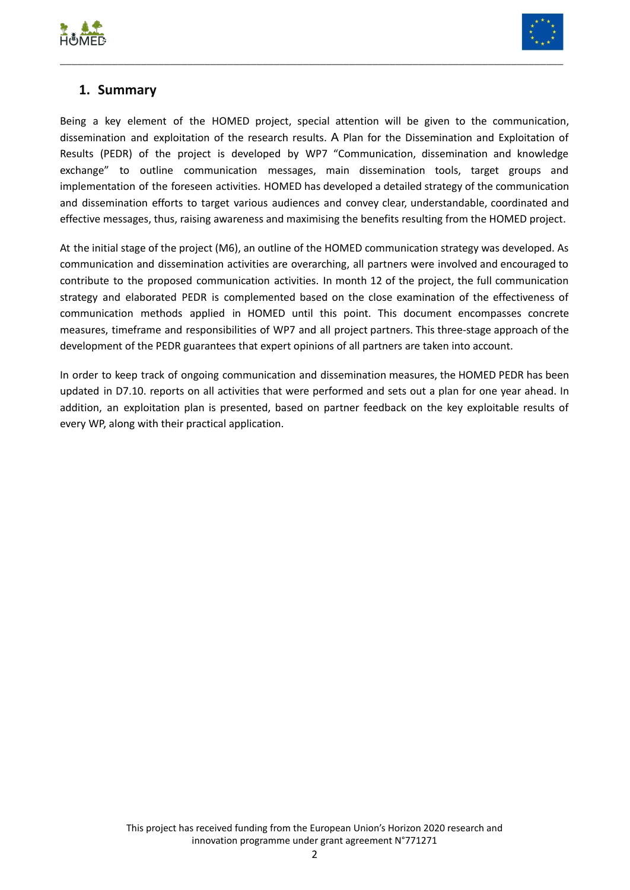## 1. Summary

Being a key element of the HOMED project, special attention will be given to the communication, dissemination and exploitation of the research results. A Plan for the Dissemination and Exploitation of Results (PEDR) of the project is developed by WP7 "Communication, dissemination and knowledge exchange" to outline communication messages, main dissemination tools, target groups and implementation of the foreseen activities. HOMED has developed a detailed strategy of the communication and dissemination efforts to target various audiences and convey clear, understandable, coordinated and effective messages, thus, raising awareness and maximising the benefits resulting from the HOMED project.

At the initial stage of the project (M6), an outline of the HOMED communication strategy was developed. As communication and dissemination activities are overarching, all partners were involved and encouraged to contribute to the proposed communication activities. In month 12 of the project, the full communication strategy and elaborated PEDR is complemented based on the close examination of the effectiveness of communication methods applied in HOMED until this point. This document encompasses concrete measures, timeframe and responsibilities of WP7 and all project partners. This three-stage approach of the development of the PEDR guarantees that expert opinions of all partners are taken into account.

In order to keep track of ongoing communication and dissemination measures, the HOMED PEDR has been updated in D7.10. reports on all activities that were performed and sets out a plan for one year ahead. In addition, an exploitation plan is presented, based on partner feedback on the key exploitable results of every WP, along with their practical application.